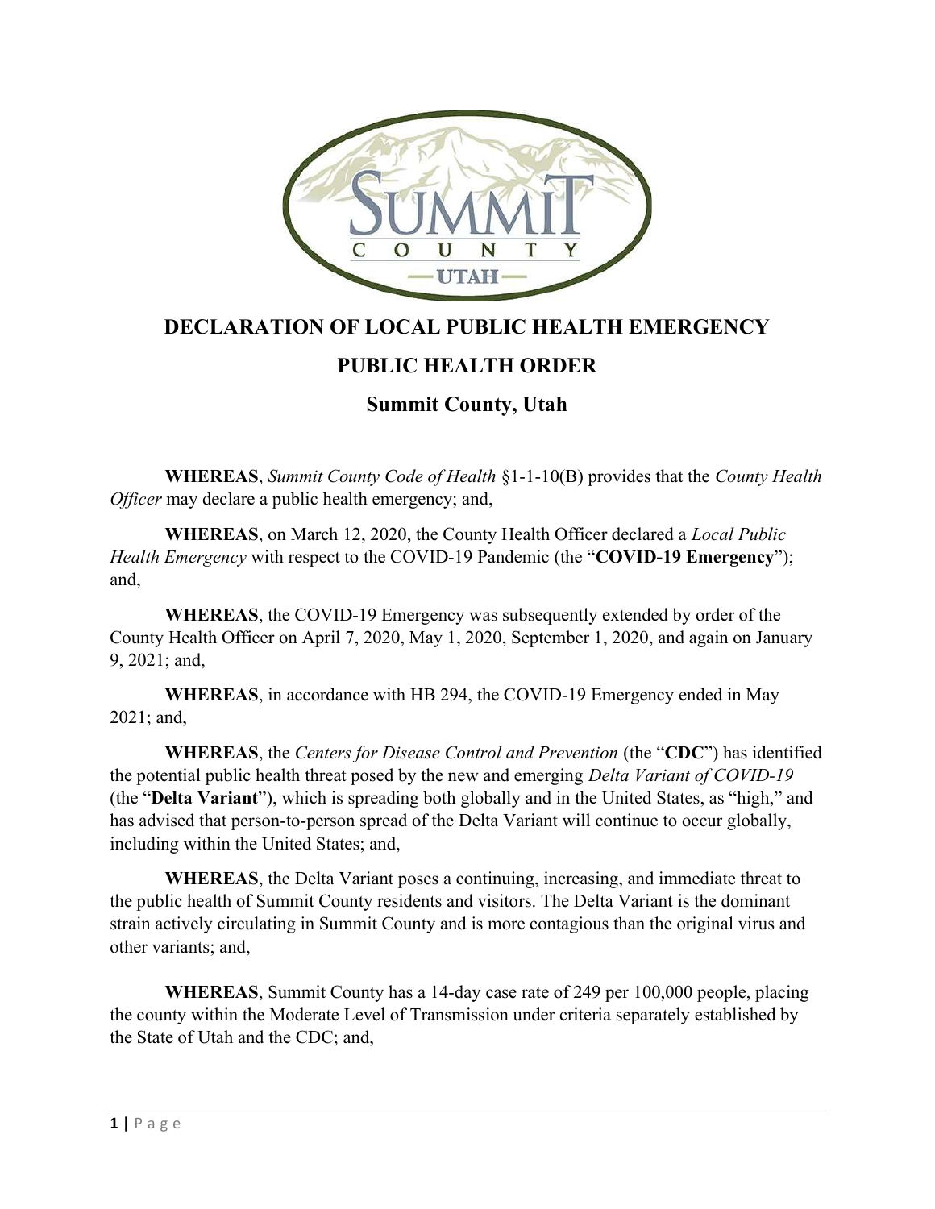# DECLARATION OF LOCAL PUBLIC HEALTH EMERGENCY

## PUBLIC HEALTH ORDER

### Summit County, Utah

**WHEREAS**, *Summit County Code of Health* §1-1-10(B) provides that the *County Health Officer* may declare a public health emergency; and,

**WHEREAS**, on March 12, 2020, the County Health Officer declared a *Local Public Health Emergency* with respect to the COVID-19 Pandemic (the "**COVID-19 Emergency**"); and,

**WHEREAS**, the COVID-19 Emergency was subsequently extended by order of the County Health Officer on April 7, 2020, May 1, 2020, September 1, 2020, and again on January 9, 2021; and,

**WHEREAS**, in accordance with HB 294, the COVID-19 Emergency ended in May 2021; and,

**WHEREAS**, the *Centers for Disease Control and Prevention* (the "**CDC**") has identified the potential public health threat posed by the new and emerging *Delta Variant of COVID-19* (the "**Delta Variant**"), which is spreading both globally and in the United States, as "high," and has advised that person-to-person spread of the Delta Variant will continue to occur globally, including within the United States; and,

**WHEREAS**, the Delta Variant poses a continuing, increasing, and immediate threat to the public health of Summit County residents and visitors. The Delta Variant is the dominant strain actively circulating in Summit County and is more contagious than the original virus and other variants; and,

**WHEREAS**, Summit County has a 14-day case rate of 249 per 100,000 people, placing the county within the Moderate Level of Transmission under criteria separately established by the State of Utah and the CDC; and,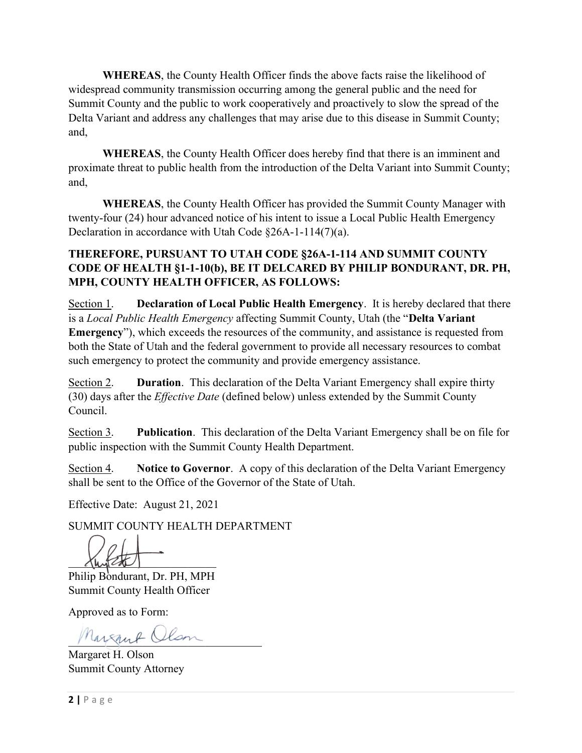**WHEREAS**, the County Health Officer finds the above facts raise the likelihood of widespread community transmission occurring among the general public and the need for Summit County and the public to work cooperatively and proactively to slow the spread of the Delta Variant and address any challenges that may arise due to this disease in Summit County; and,

**WHEREAS**, the County Health Officer does hereby find that there is an imminent and proximate threat to public health from the introduction of the Delta Variant into Summit County; and,

**WHEREAS**, the County Health Officer has provided the Summit County Manager with twenty-four (24) hour advanced notice of his intent to issue a Local Public Health Emergency Declaration in accordance with Utah Code §26A-1-114(7)(a).

**THEREFORE, PURSUANT TO UTAH CODE §26A-1-114 AND SUMMIT COUNTY CODE OF HEALTH §1-1-10(b), BE IT DELCARED BY PHILIP BONDURANT, DR. PH, MPH, COUNTY HEALTH OFFICER, AS FOLLOWS:**

Section 1. **Declaration of Local Public Health Emergency**. It is hereby declared that there is a *Local Public Health Emergency* affecting Summit County, Utah (the "**Delta Variant Emergency**"), which exceeds the resources of the community, and assistance is requested from both the State of Utah and the federal government to provide all necessary resources to combat such emergency to protect the community and provide emergency assistance.

Section 2. **Duration**. This declaration of the Delta Variant Emergency shall expire thirty (30) days after the *Effective Date* (defined below) unless extended by the Summit County Council.

Section 3. **Publication**. This declaration of the Delta Variant Emergency shall be on file for public inspection with the Summit County Health Department.

Section 4. **Notice to Governor**. A copy of this declaration of the Delta Variant Emergency shall be sent to the Office of the Governor of the State of Utah.

Effective Date: August 21, 2021

SUMMIT COUNTY HEALTH DEPARTMENT

Philip Bondurant, Dr. PH, MPH
Summit County Health Officer

Approved as to Form:

Margaret H. Olson
Summit County Attorney